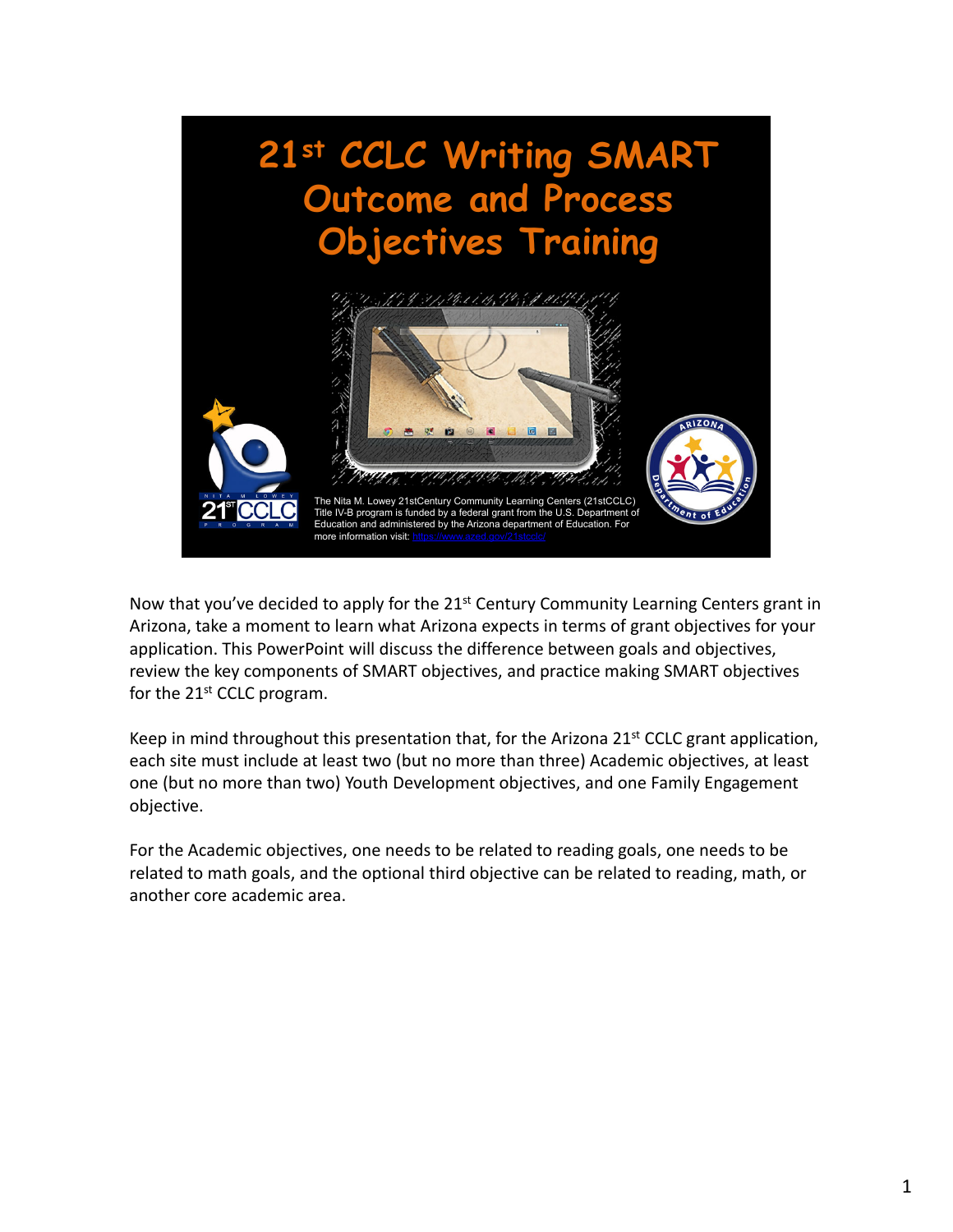# 21st CCLC Writing SMART Outcome and Process Objectives Training

The Nita M. Lowey 21stCentury Community Learning Centers (21stCCLC) Title IV-B program is funded by a federal grant from the U.S. Department of Education and administered by the Arizona department of Education. For more information visit: https://www.azed.gov/21stcclc/

Now that you've decided to apply for the 21st Century Community Learning Centers grant in Arizona, take a moment to learn what Arizona expects in terms of grant objectives for your application. This PowerPoint will discuss the difference between goals and objectives, review the key components of SMART objectives, and practice making SMART objectives for the 21st CCLC program.

Keep in mind throughout this presentation that, for the Arizona 21st CCLC grant application, each site must include at least two (but no more than three) Academic objectives, at least one (but no more than two) Youth Development objectives, and one Family Engagement objective.

For the Academic objectives, one needs to be related to reading goals, one needs to be related to math goals, and the optional third objective can be related to reading, math, or another core academic area.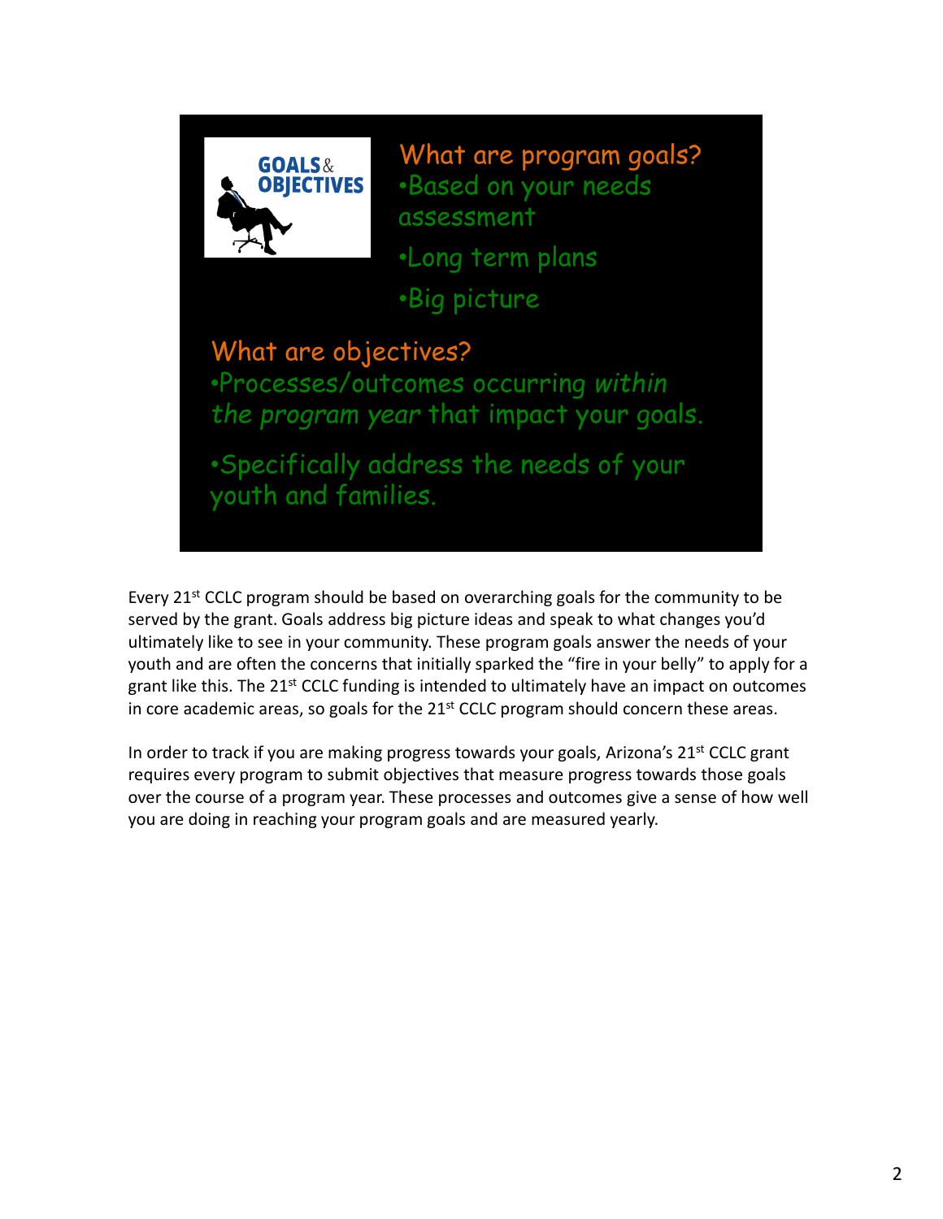**GOALS & OBJECTIVES**

## What are program goals?

- Based on your needs assessment
- Long term plans
- Big picture

## What are objectives?

- Processes/outcomes occurring *within the program year* that impact your goals.
- Specifically address the needs of your youth and families.

Every 21st CCLC program should be based on overarching goals for the community to be served by the grant. Goals address big picture ideas and speak to what changes you'd ultimately like to see in your community. These program goals answer the needs of your youth and are often the concerns that initially sparked the "fire in your belly" to apply for a grant like this. The 21st CCLC funding is intended to ultimately have an impact on outcomes in core academic areas, so goals for the 21st CCLC program should concern these areas.

In order to track if you are making progress towards your goals, Arizona's 21st CCLC grant requires every program to submit objectives that measure progress towards those goals over the course of a program year. These processes and outcomes give a sense of how well you are doing in reaching your program goals and are measured yearly.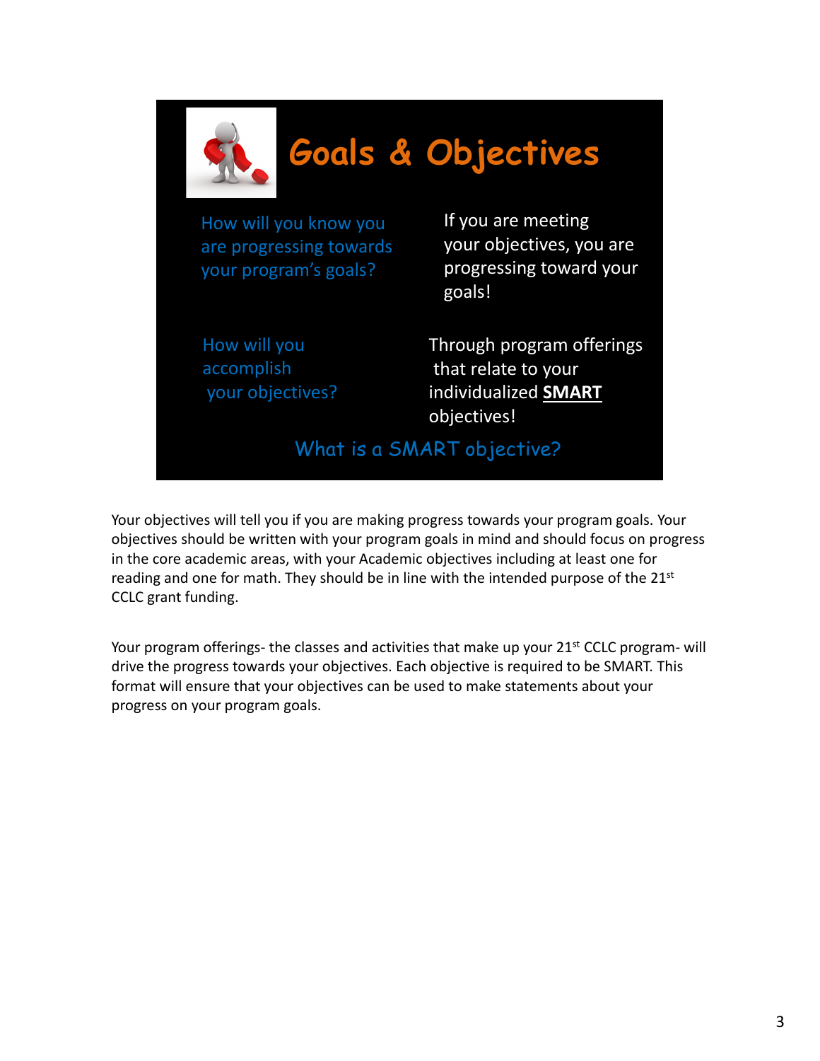# Goals & Objectives

How will you know you are progressing towards your program's goals?

If you are meeting your objectives, you are progressing toward your goals!

How will you accomplish your objectives?

Through program offerings that relate to your individualized **SMART** objectives!

What is a SMART objective?

Your objectives will tell you if you are making progress towards your program goals. Your objectives should be written with your program goals in mind and should focus on progress in the core academic areas, with your Academic objectives including at least one for reading and one for math. They should be in line with the intended purpose of the 21st CCLC grant funding.

Your program offerings- the classes and activities that make up your 21st CCLC program- will drive the progress towards your objectives. Each objective is required to be SMART. This format will ensure that your objectives can be used to make statements about your progress on your program goals.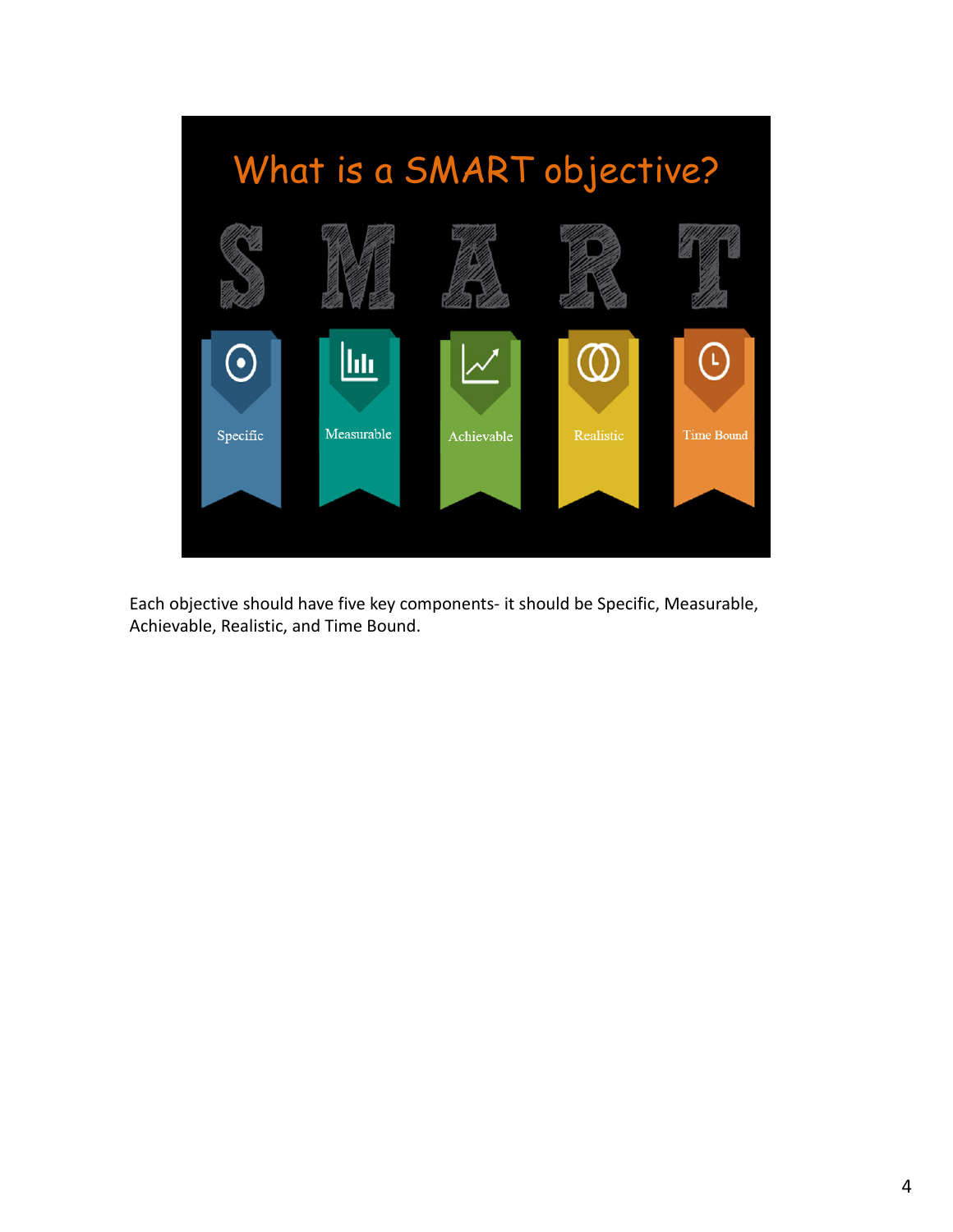# What is a SMART objective?

S M A R T

- Specific
- Measurable
- Achievable
- Realistic
- Time Bound

Each objective should have five key components- it should be Specific, Measurable, Achievable, Realistic, and Time Bound.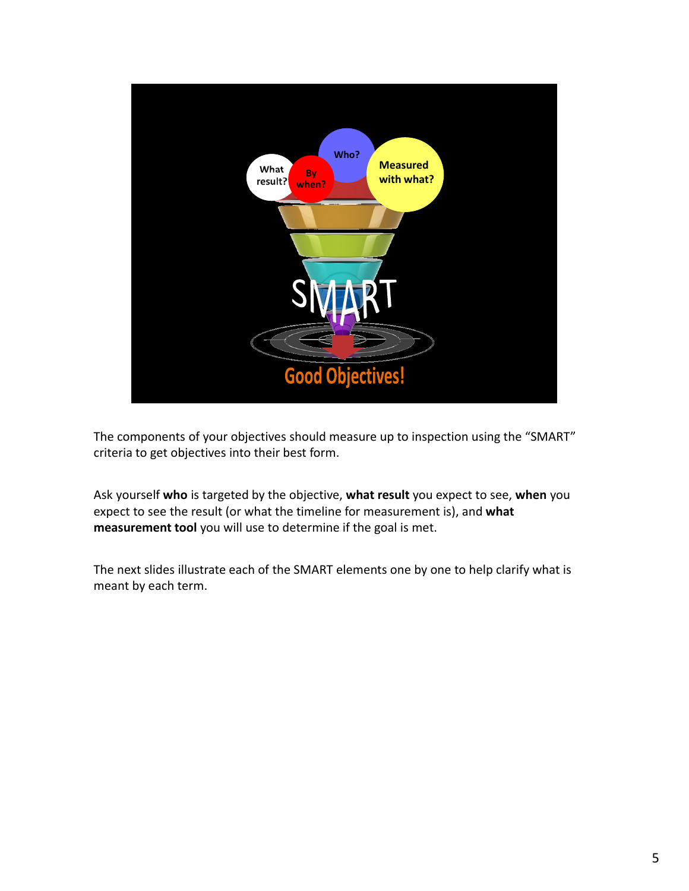The components of your objectives should measure up to inspection using the “SMART” criteria to get objectives into their best form.

Ask yourself **who** is targeted by the objective, **what result** you expect to see, **when** you expect to see the result (or what the timeline for measurement is), and **what measurement tool** you will use to determine if the goal is met.

The next slides illustrate each of the SMART elements one by one to help clarify what is meant by each term.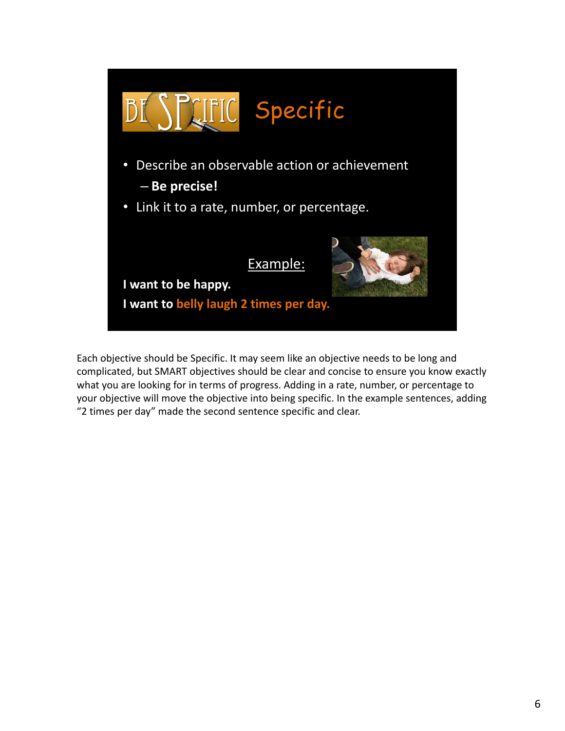## Specific

- Describe an observable action or achievement
  - **Be precise!**
- Link it to a rate, number, or percentage.

Example:

**I want to be happy.**

**I want to belly laugh 2 times per day.**

Each objective should be Specific. It may seem like an objective needs to be long and complicated, but SMART objectives should be clear and concise to ensure you know exactly what you are looking for in terms of progress. Adding in a rate, number, or percentage to your objective will move the objective into being specific. In the example sentences, adding "2 times per day" made the second sentence specific and clear.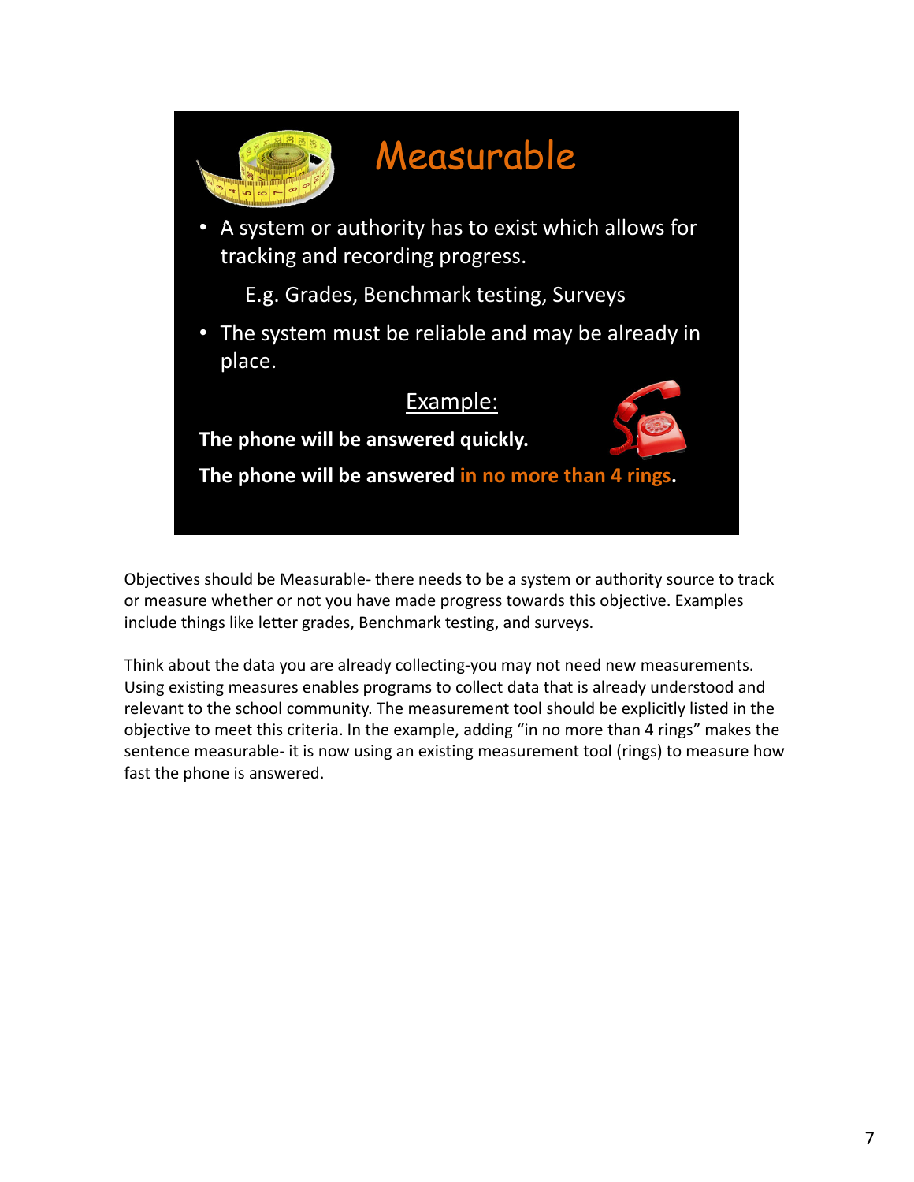# Measurable

- A system or authority has to exist which allows for tracking and recording progress.

    E.g. Grades, Benchmark testing, Surveys

- The system must be reliable and may be already in place.

Example:

**The phone will be answered quickly.**

**The phone will be answered in no more than 4 rings.**

Objectives should be Measurable- there needs to be a system or authority source to track or measure whether or not you have made progress towards this objective. Examples include things like letter grades, Benchmark testing, and surveys.

Think about the data you are already collecting-you may not need new measurements. Using existing measures enables programs to collect data that is already understood and relevant to the school community. The measurement tool should be explicitly listed in the objective to meet this criteria. In the example, adding "in no more than 4 rings" makes the sentence measurable- it is now using an existing measurement tool (rings) to measure how fast the phone is answered.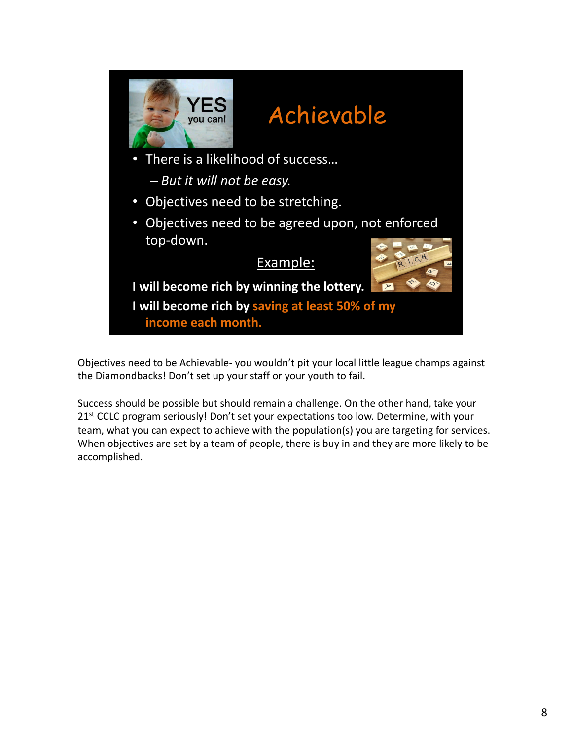# Achievable

- There is a likelihood of success…
  - *But it will not be easy.*
- Objectives need to be stretching.
- Objectives need to be agreed upon, not enforced top-down.

Example:

**I will become rich by winning the lottery.**

**I will become rich by saving at least 50% of my income each month.**

Objectives need to be Achievable- you wouldn't pit your local little league champs against the Diamondbacks! Don't set up your staff or your youth to fail.

Success should be possible but should remain a challenge. On the other hand, take your 21st CCLC program seriously! Don't set your expectations too low. Determine, with your team, what you can expect to achieve with the population(s) you are targeting for services. When objectives are set by a team of people, there is buy in and they are more likely to be accomplished.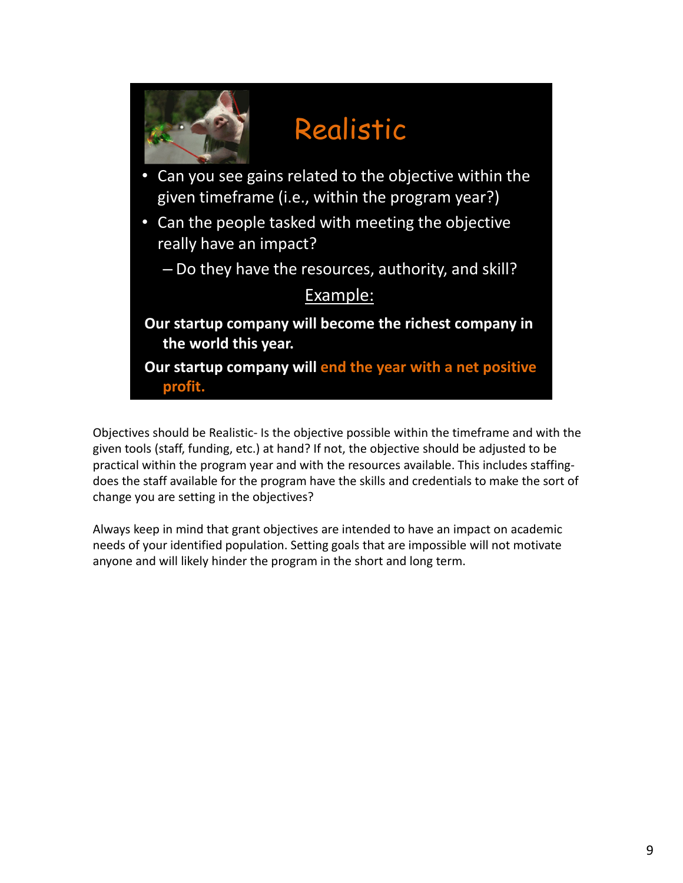# Realistic

- Can you see gains related to the objective within the given timeframe (i.e., within the program year?)
- Can the people tasked with meeting the objective really have an impact?
  - Do they have the resources, authority, and skill?

Example:

**Our startup company will become the richest company in the world this year.**

**Our startup company will end the year with a net positive profit.**

Objectives should be Realistic- Is the objective possible within the timeframe and with the given tools (staff, funding, etc.) at hand? If not, the objective should be adjusted to be practical within the program year and with the resources available. This includes staffing- does the staff available for the program have the skills and credentials to make the sort of change you are setting in the objectives?

Always keep in mind that grant objectives are intended to have an impact on academic needs of your identified population. Setting goals that are impossible will not motivate anyone and will likely hinder the program in the short and long term.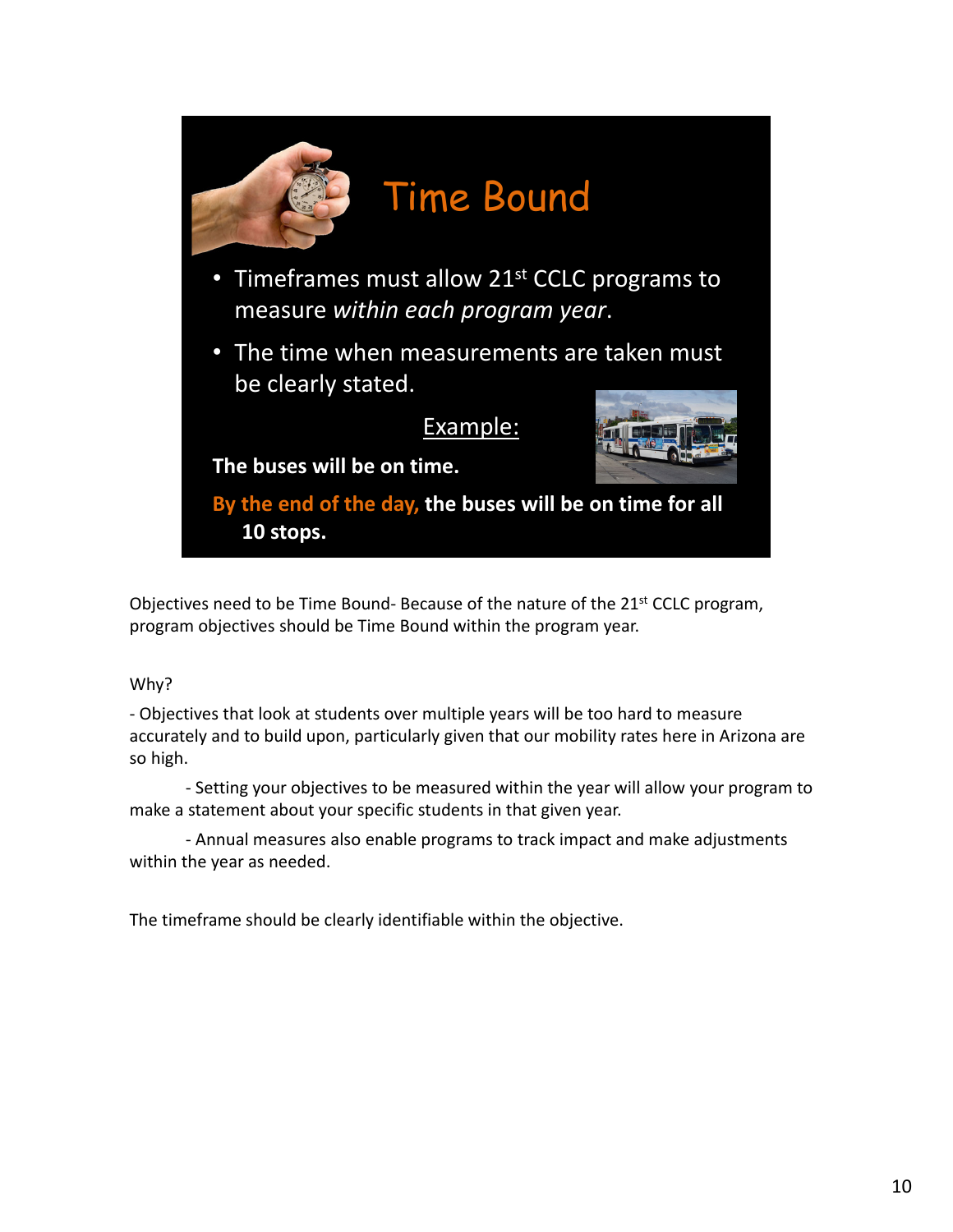# Time Bound

- Timeframes must allow 21st CCLC programs to measure *within each program year*.
- The time when measurements are taken must be clearly stated.

Example:

**The buses will be on time.**

**By the end of the day, the buses will be on time for all 10 stops.**

Objectives need to be Time Bound- Because of the nature of the 21st CCLC program, program objectives should be Time Bound within the program year.

Why?

- Objectives that look at students over multiple years will be too hard to measure accurately and to build upon, particularly given that our mobility rates here in Arizona are so high.

- Setting your objectives to be measured within the year will allow your program to make a statement about your specific students in that given year.

- Annual measures also enable programs to track impact and make adjustments within the year as needed.

The timeframe should be clearly identifiable within the objective.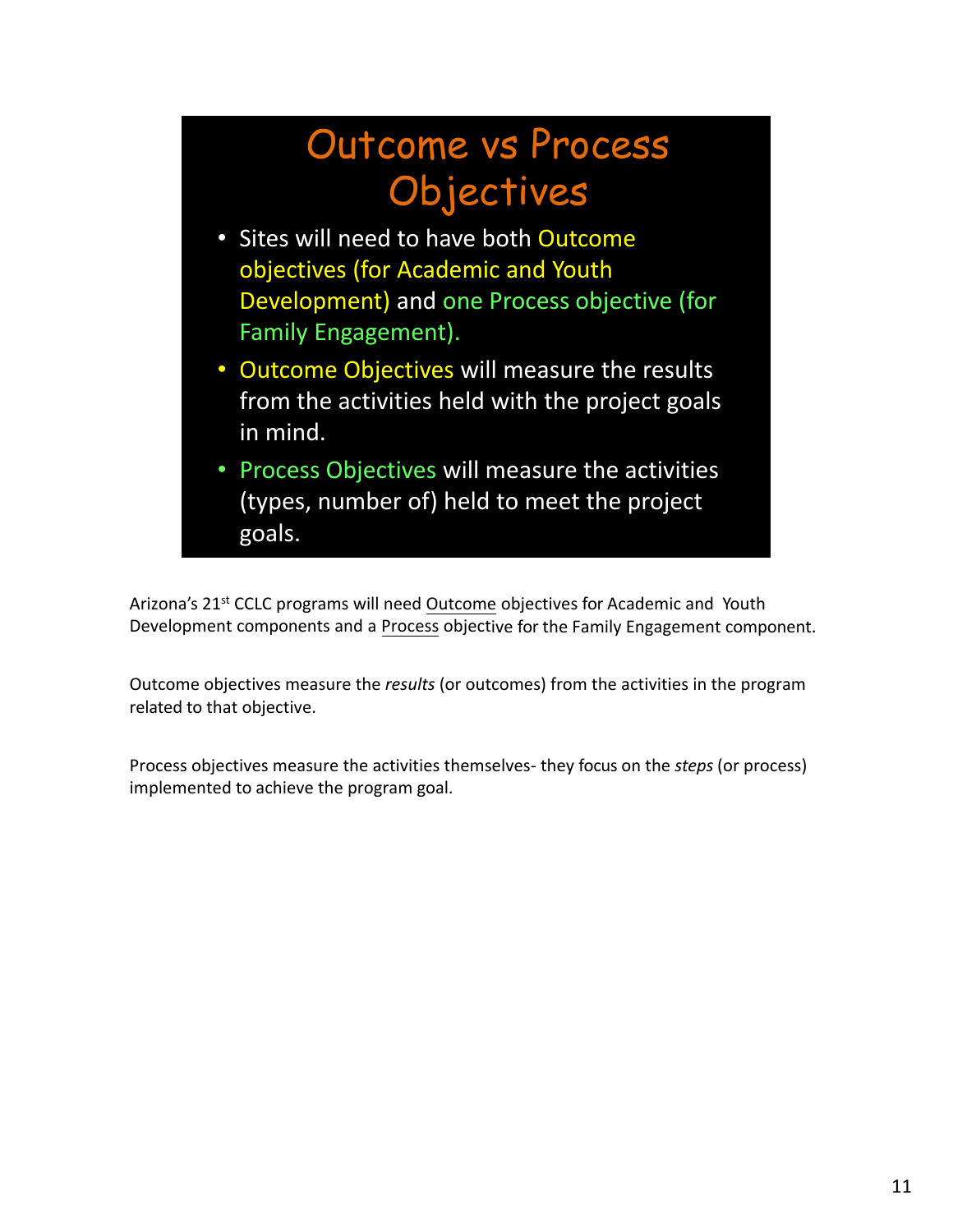## Outcome vs Process Objectives

- Sites will need to have both Outcome objectives (for Academic and Youth Development) and one Process objective (for Family Engagement).
- Outcome Objectives will measure the results from the activities held with the project goals in mind.
- Process Objectives will measure the activities (types, number of) held to meet the project goals.

Arizona's 21st CCLC programs will need Outcome objectives for Academic and Youth Development components and a Process objective for the Family Engagement component.

Outcome objectives measure the *results* (or outcomes) from the activities in the program related to that objective.

Process objectives measure the activities themselves- they focus on the *steps* (or process) implemented to achieve the program goal.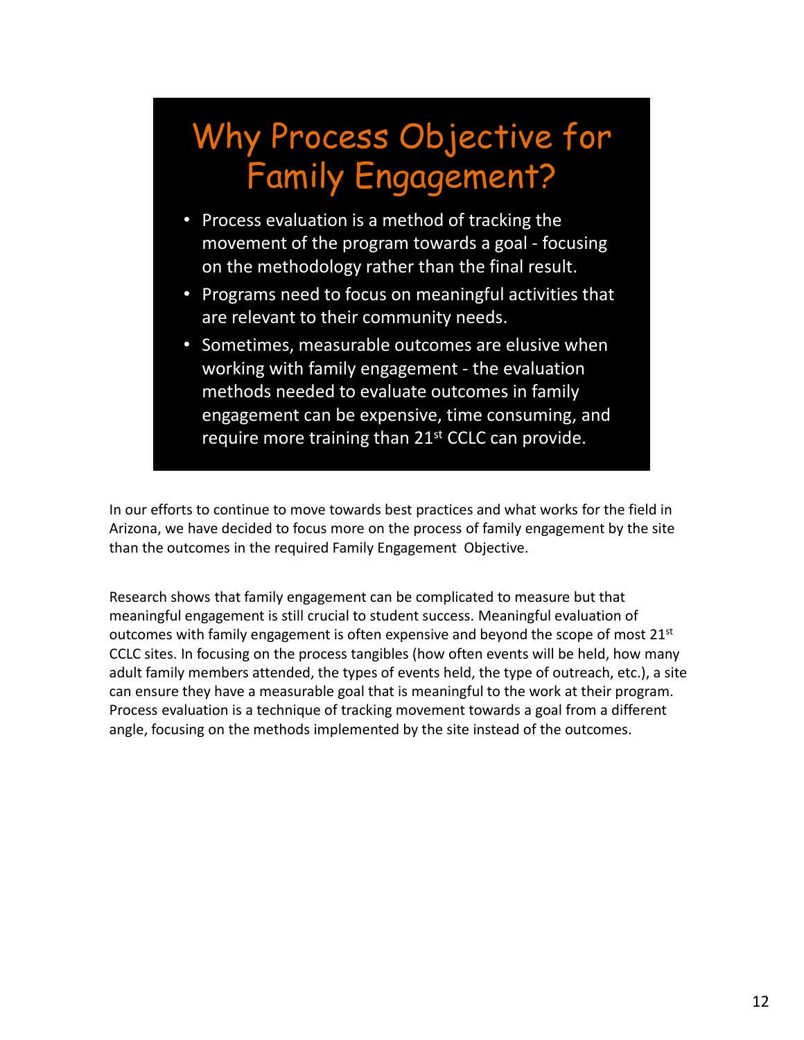# Why Process Objective for Family Engagement?

- Process evaluation is a method of tracking the movement of the program towards a goal - focusing on the methodology rather than the final result.
- Programs need to focus on meaningful activities that are relevant to their community needs.
- Sometimes, measurable outcomes are elusive when working with family engagement - the evaluation methods needed to evaluate outcomes in family engagement can be expensive, time consuming, and require more training than 21st CCLC can provide.

In our efforts to continue to move towards best practices and what works for the field in Arizona, we have decided to focus more on the process of family engagement by the site than the outcomes in the required Family Engagement Objective.

Research shows that family engagement can be complicated to measure but that meaningful engagement is still crucial to student success. Meaningful evaluation of outcomes with family engagement is often expensive and beyond the scope of most 21st CCLC sites. In focusing on the process tangibles (how often events will be held, how many adult family members attended, the types of events held, the type of outreach, etc.), a site can ensure they have a measurable goal that is meaningful to the work at their program. Process evaluation is a technique of tracking movement towards a goal from a different angle, focusing on the methods implemented by the site instead of the outcomes.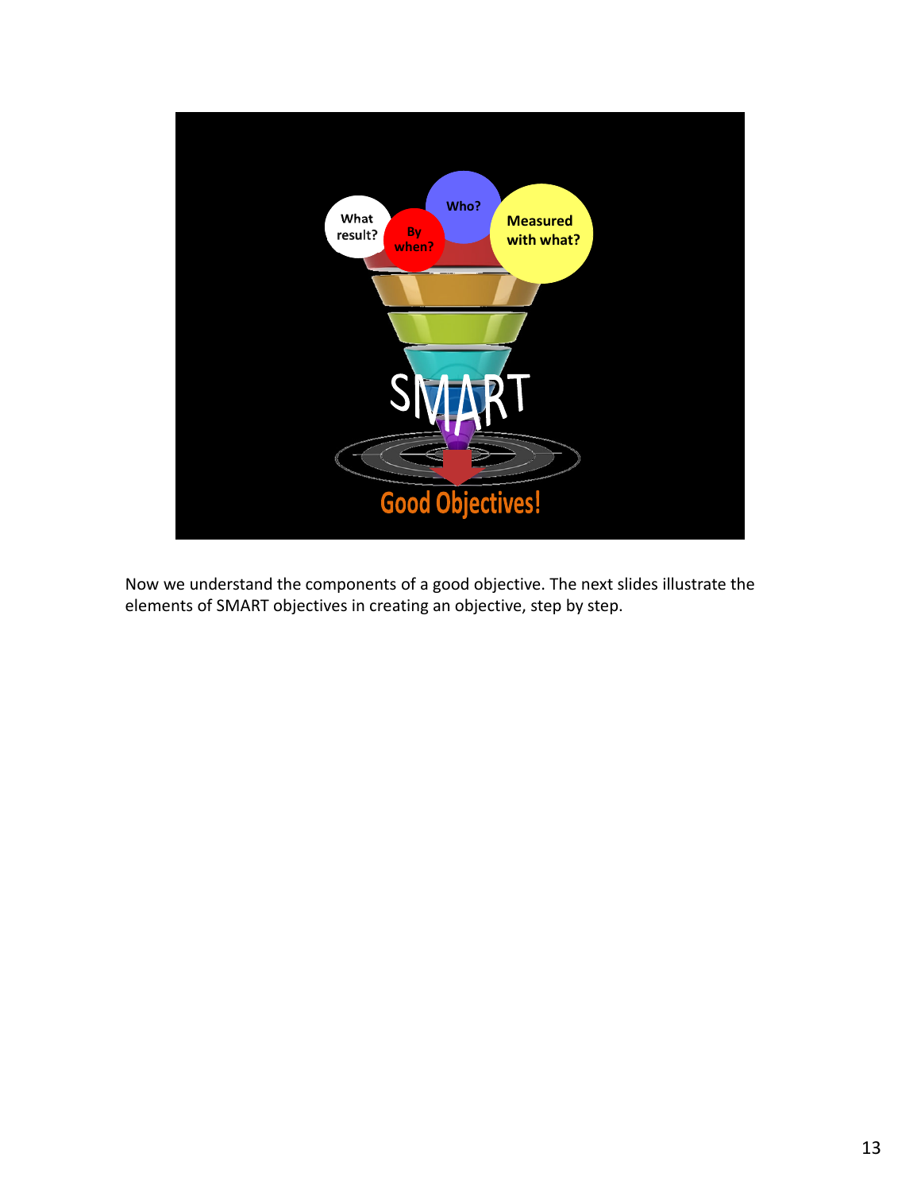Now we understand the components of a good objective. The next slides illustrate the elements of SMART objectives in creating an objective, step by step.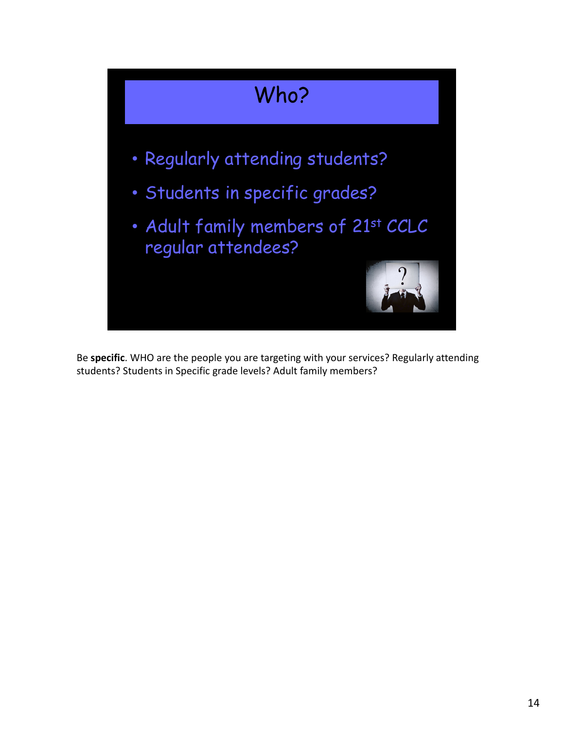# Who?

- Regularly attending students?
- Students in specific grades?
- Adult family members of 21st CCLC regular attendees?

Be **specific**. WHO are the people you are targeting with your services? Regularly attending students? Students in Specific grade levels? Adult family members?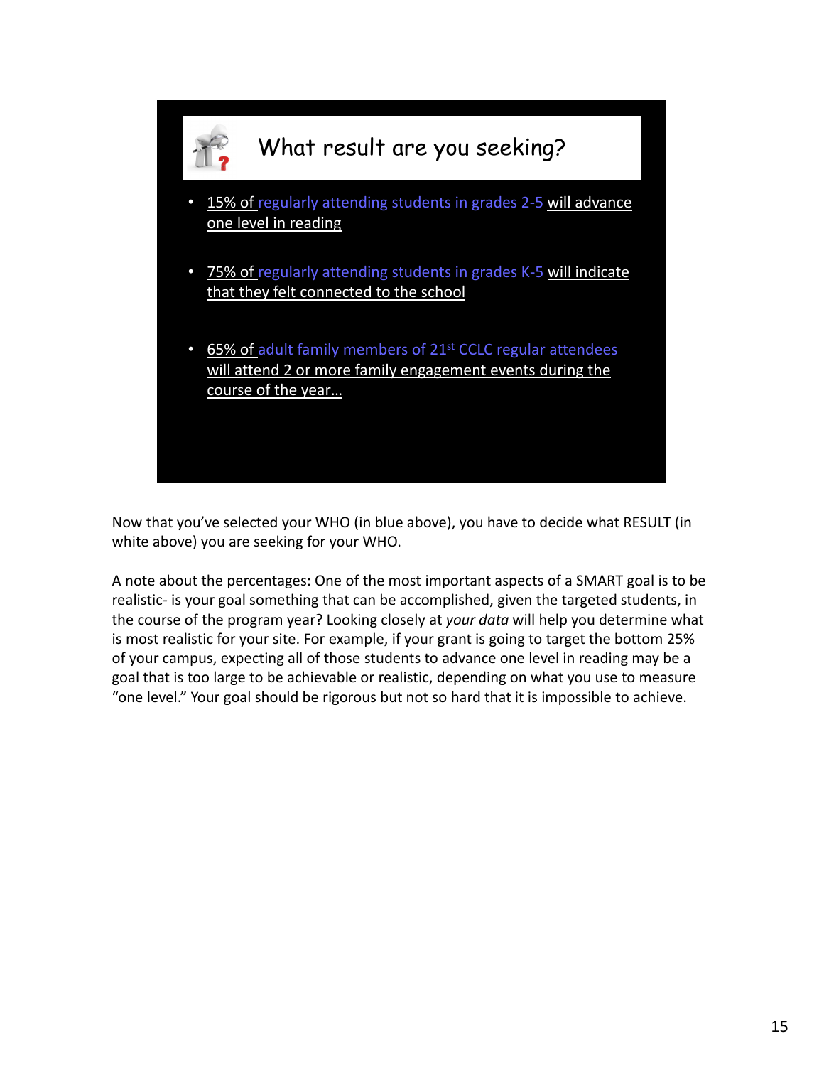## What result are you seeking?

- 15% of regularly attending students in grades 2-5 will advance one level in reading
- 75% of regularly attending students in grades K-5 will indicate that they felt connected to the school
- 65% of adult family members of 21st CCLC regular attendees will attend 2 or more family engagement events during the course of the year…

Now that you've selected your WHO (in blue above), you have to decide what RESULT (in white above) you are seeking for your WHO.

A note about the percentages: One of the most important aspects of a SMART goal is to be realistic- is your goal something that can be accomplished, given the targeted students, in the course of the program year? Looking closely at *your data* will help you determine what is most realistic for your site. For example, if your grant is going to target the bottom 25% of your campus, expecting all of those students to advance one level in reading may be a goal that is too large to be achievable or realistic, depending on what you use to measure "one level." Your goal should be rigorous but not so hard that it is impossible to achieve.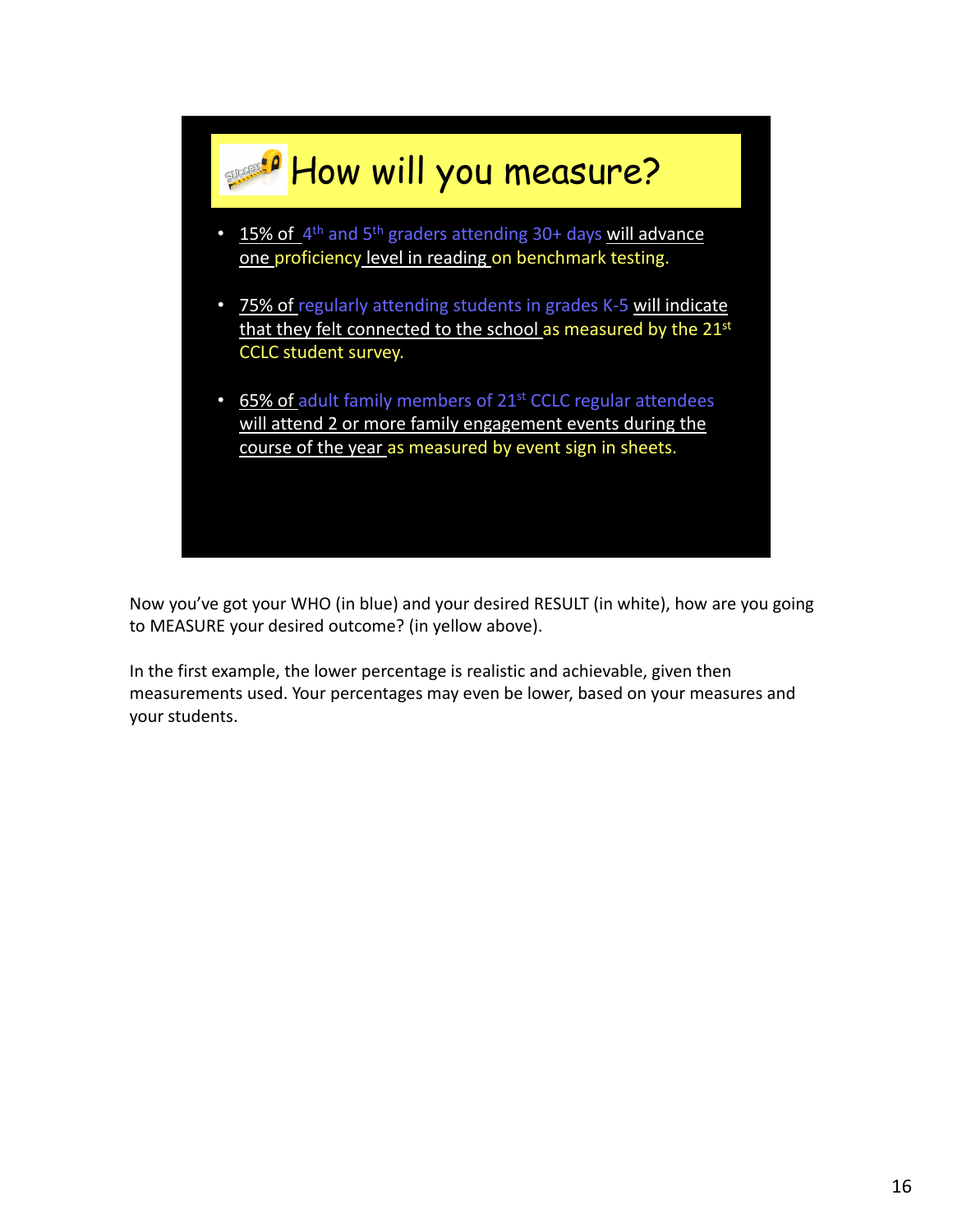## How will you measure?

- 15% of 4th and 5th graders attending 30+ days will advance one proficiency level in reading on benchmark testing.
- 75% of regularly attending students in grades K-5 will indicate that they felt connected to the school as measured by the 21st CCLC student survey.
- 65% of adult family members of 21st CCLC regular attendees will attend 2 or more family engagement events during the course of the year as measured by event sign in sheets.

Now you've got your WHO (in blue) and your desired RESULT (in white), how are you going to MEASURE your desired outcome? (in yellow above).

In the first example, the lower percentage is realistic and achievable, given then measurements used. Your percentages may even be lower, based on your measures and your students.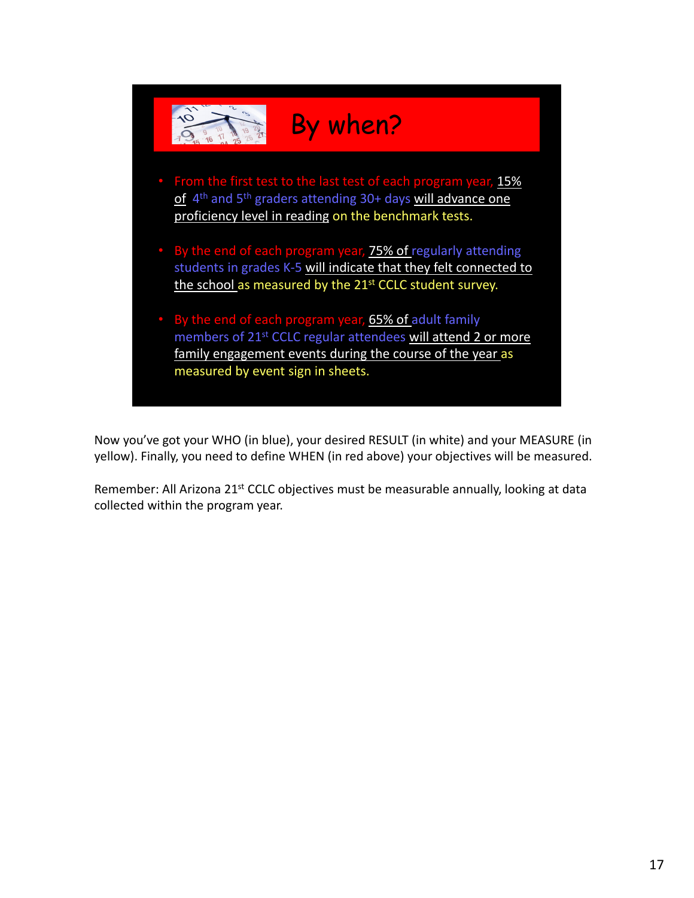## By when?

- From the first test to the last test of each program year, 15% of 4th and 5th graders attending 30+ days will advance one proficiency level in reading on the benchmark tests.
- By the end of each program year, 75% of regularly attending students in grades K-5 will indicate that they felt connected to the school as measured by the 21st CCLC student survey.
- By the end of each program year, 65% of adult family members of 21st CCLC regular attendees will attend 2 or more family engagement events during the course of the year as measured by event sign in sheets.

Now you've got your WHO (in blue), your desired RESULT (in white) and your MEASURE (in yellow). Finally, you need to define WHEN (in red above) your objectives will be measured.

Remember: All Arizona 21st CCLC objectives must be measurable annually, looking at data collected within the program year.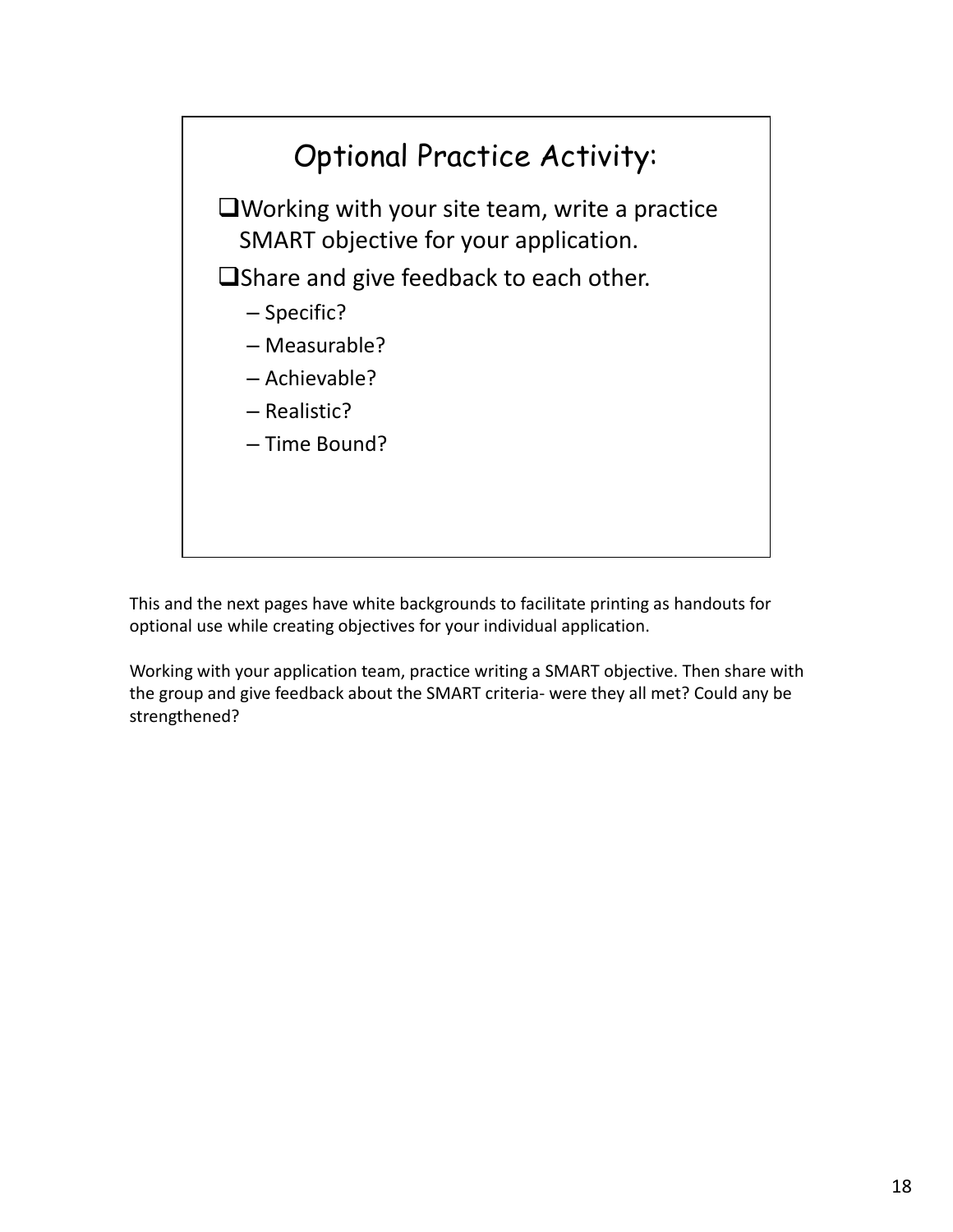## Optional Practice Activity:

- ❑Working with your site team, write a practice SMART objective for your application.
- ❑Share and give feedback to each other.
  - – Specific?
  - – Measurable?
  - – Achievable?
  - – Realistic?
  - – Time Bound?

This and the next pages have white backgrounds to facilitate printing as handouts for optional use while creating objectives for your individual application.

Working with your application team, practice writing a SMART objective. Then share with the group and give feedback about the SMART criteria- were they all met? Could any be strengthened?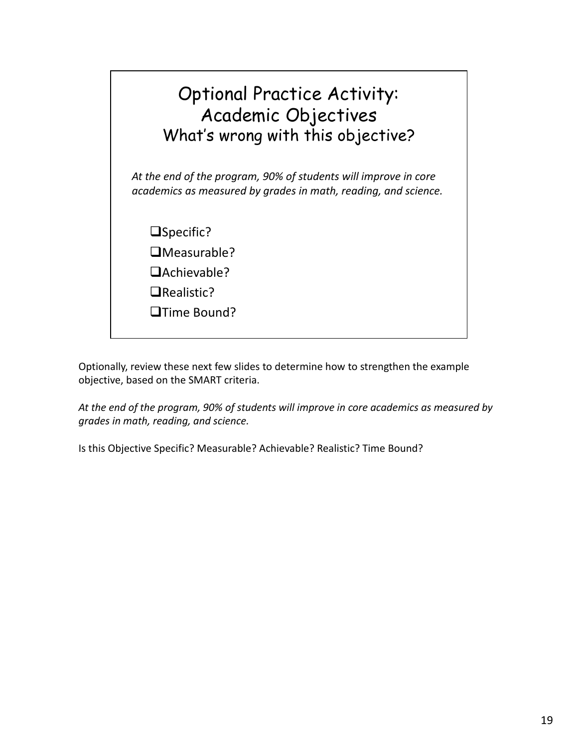## Optional Practice Activity: Academic Objectives

### What's wrong with this objective?

*At the end of the program, 90% of students will improve in core academics as measured by grades in math, reading, and science.*

- ❑Specific?
- ❑Measurable?
- ❑Achievable?
- ❑Realistic?
- ❑Time Bound?

Optionally, review these next few slides to determine how to strengthen the example objective, based on the SMART criteria.

*At the end of the program, 90% of students will improve in core academics as measured by grades in math, reading, and science.*

Is this Objective Specific? Measurable? Achievable? Realistic? Time Bound?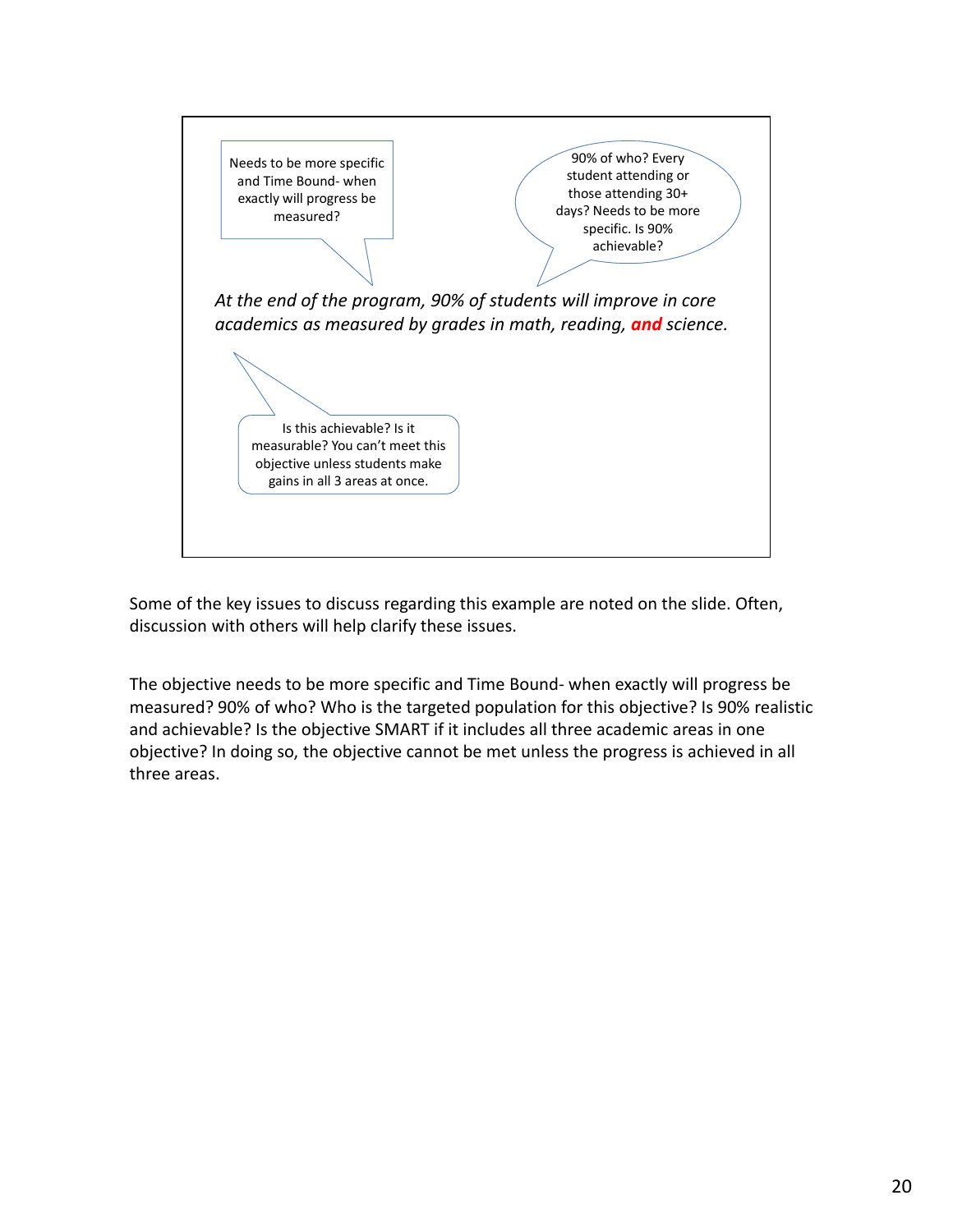Needs to be more specific and Time Bound- when exactly will progress be measured?

90% of who? Every student attending or those attending 30+ days? Needs to be more specific. Is 90% achievable?

*At the end of the program, 90% of students will improve in core academics as measured by grades in math, reading,* ***and*** *science.*

Is this achievable? Is it measurable? You can't meet this objective unless students make gains in all 3 areas at once.

Some of the key issues to discuss regarding this example are noted on the slide. Often, discussion with others will help clarify these issues.

The objective needs to be more specific and Time Bound- when exactly will progress be measured? 90% of who? Who is the targeted population for this objective? Is 90% realistic and achievable? Is the objective SMART if it includes all three academic areas in one objective? In doing so, the objective cannot be met unless the progress is achieved in all three areas.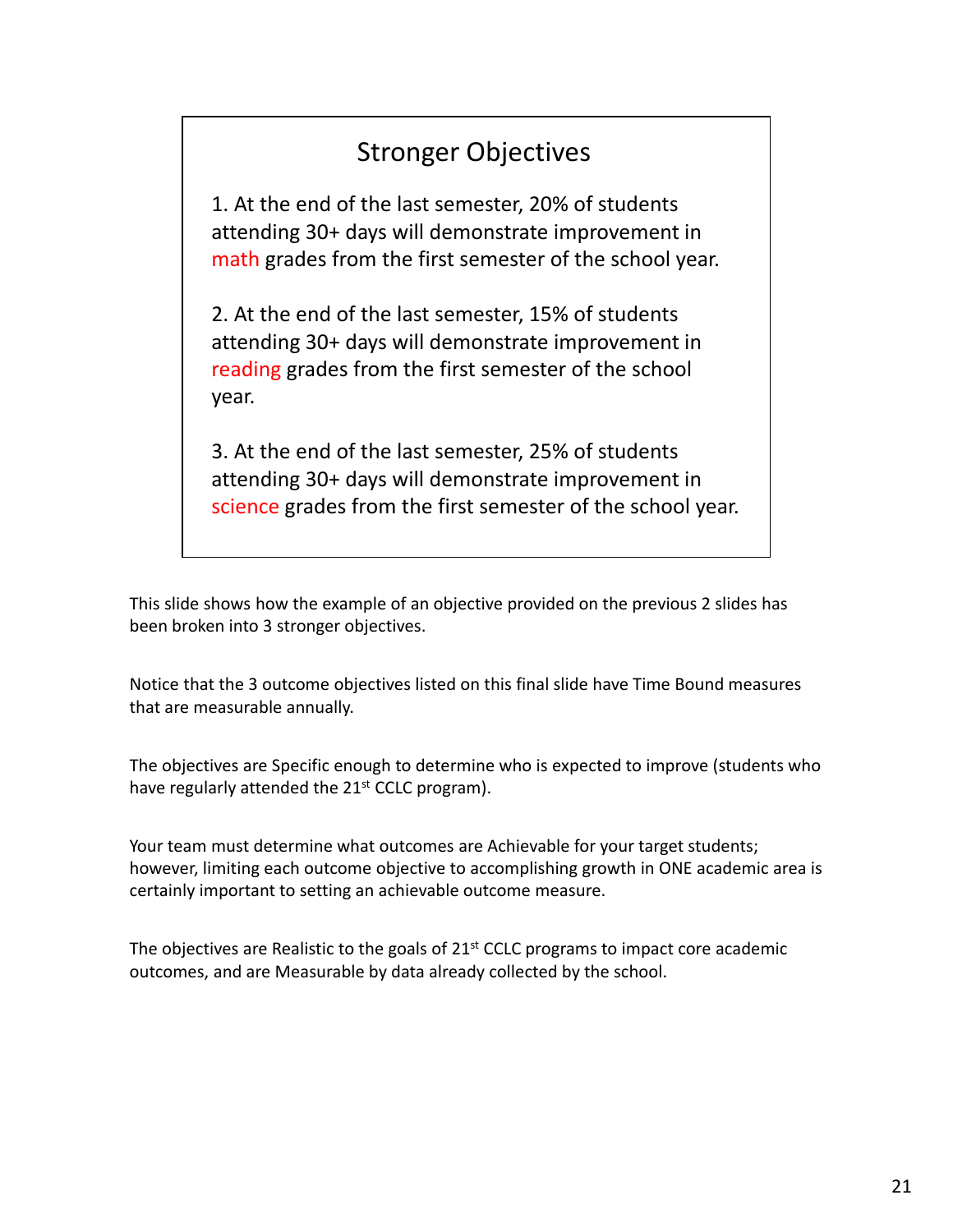## Stronger Objectives

1. At the end of the last semester, 20% of students attending 30+ days will demonstrate improvement in math grades from the first semester of the school year.

2. At the end of the last semester, 15% of students attending 30+ days will demonstrate improvement in reading grades from the first semester of the school year.

3. At the end of the last semester, 25% of students attending 30+ days will demonstrate improvement in science grades from the first semester of the school year.

This slide shows how the example of an objective provided on the previous 2 slides has been broken into 3 stronger objectives.

Notice that the 3 outcome objectives listed on this final slide have Time Bound measures that are measurable annually.

The objectives are Specific enough to determine who is expected to improve (students who have regularly attended the 21st CCLC program).

Your team must determine what outcomes are Achievable for your target students; however, limiting each outcome objective to accomplishing growth in ONE academic area is certainly important to setting an achievable outcome measure.

The objectives are Realistic to the goals of 21st CCLC programs to impact core academic outcomes, and are Measurable by data already collected by the school.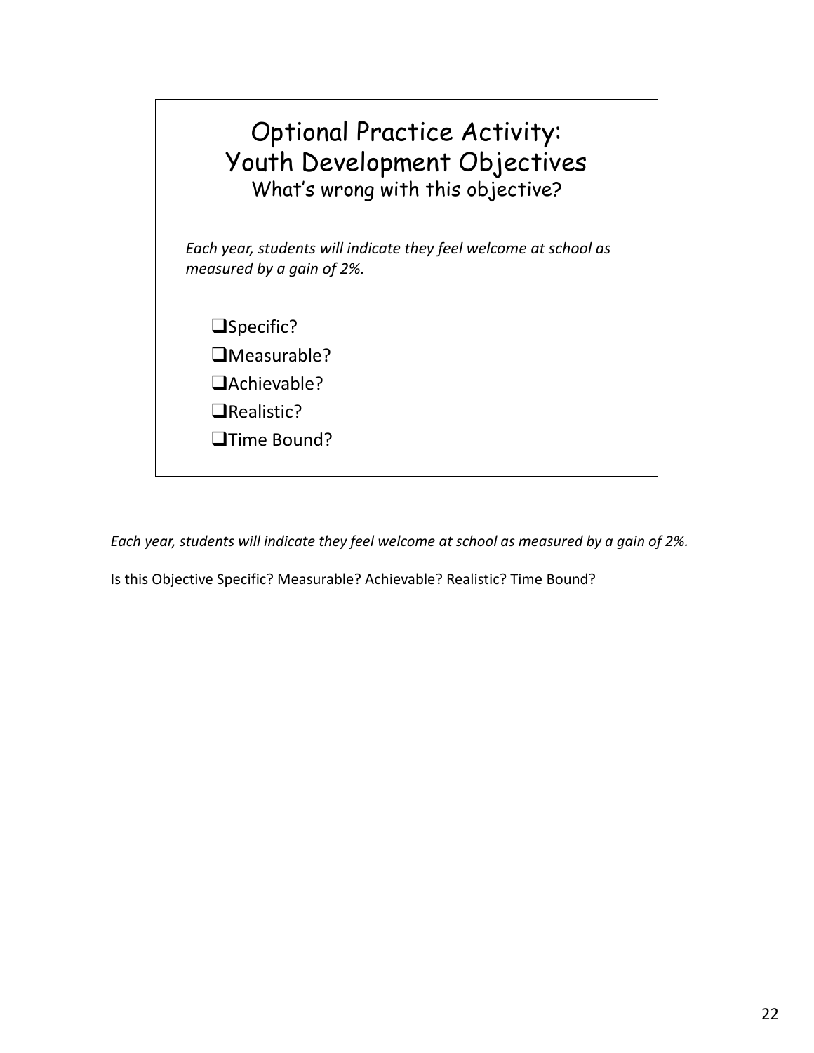## Optional Practice Activity: Youth Development Objectives

### What's wrong with this objective?

*Each year, students will indicate they feel welcome at school as measured by a gain of 2%.*

- ❑Specific?
- ❑Measurable?
- ❑Achievable?
- ❑Realistic?
- ❑Time Bound?

*Each year, students will indicate they feel welcome at school as measured by a gain of 2%.*

Is this Objective Specific? Measurable? Achievable? Realistic? Time Bound?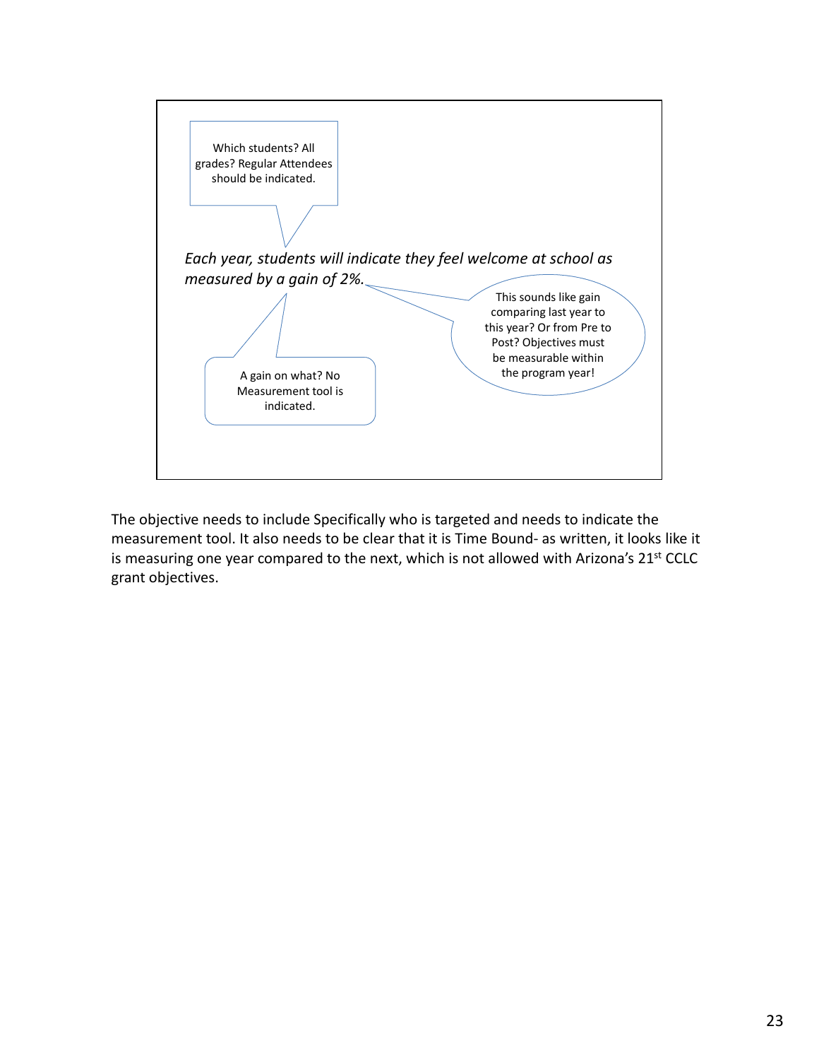Which students? All grades? Regular Attendees should be indicated.

*Each year, students will indicate they feel welcome at school as measured by a gain of 2%.*

This sounds like gain comparing last year to this year? Or from Pre to Post? Objectives must be measurable within the program year!

A gain on what? No Measurement tool is indicated.

The objective needs to include Specifically who is targeted and needs to indicate the measurement tool. It also needs to be clear that it is Time Bound- as written, it looks like it is measuring one year compared to the next, which is not allowed with Arizona's 21st CCLC grant objectives.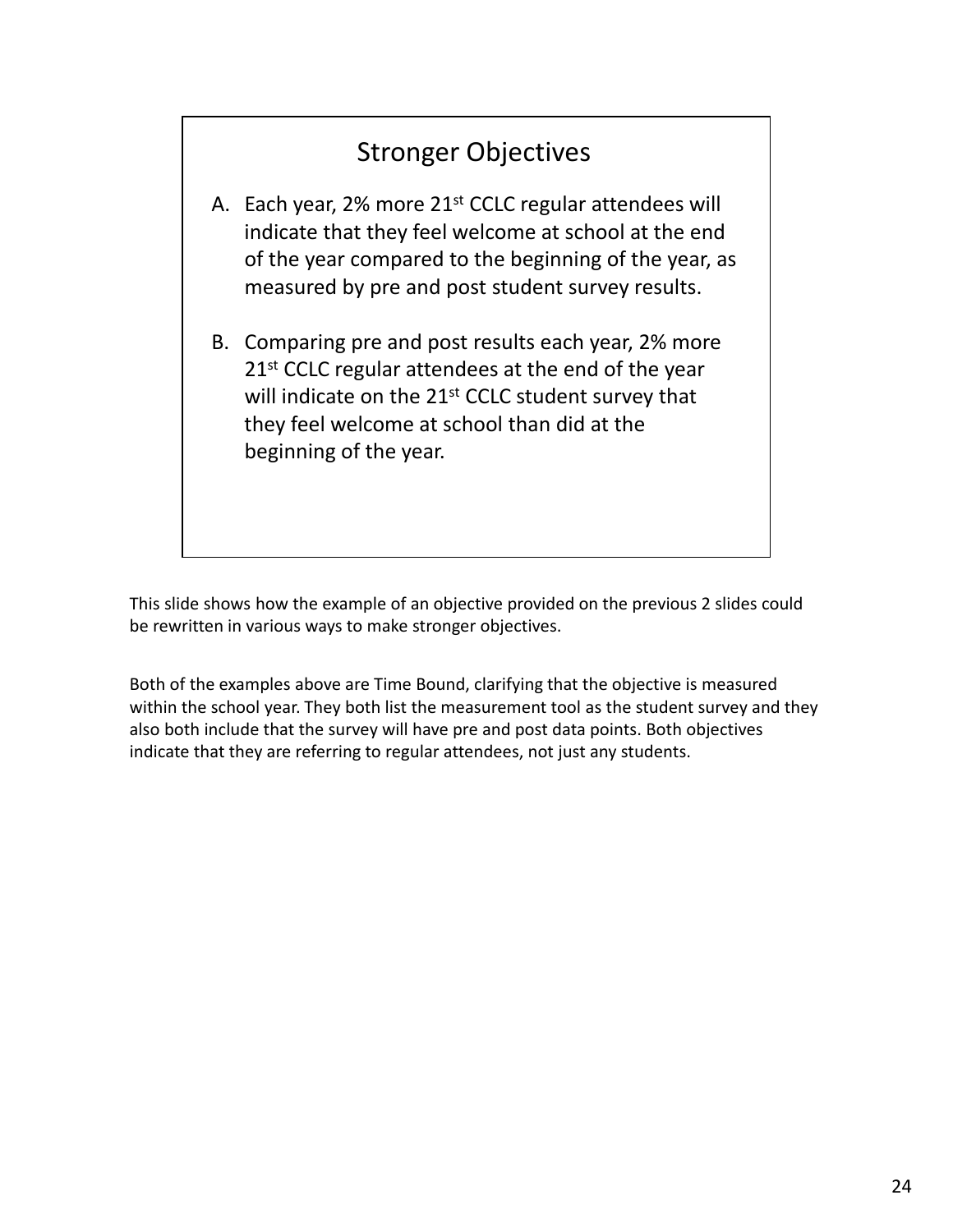## Stronger Objectives

A. Each year, 2% more 21st CCLC regular attendees will indicate that they feel welcome at school at the end of the year compared to the beginning of the year, as measured by pre and post student survey results.

B. Comparing pre and post results each year, 2% more 21st CCLC regular attendees at the end of the year will indicate on the 21st CCLC student survey that they feel welcome at school than did at the beginning of the year.

This slide shows how the example of an objective provided on the previous 2 slides could be rewritten in various ways to make stronger objectives.

Both of the examples above are Time Bound, clarifying that the objective is measured within the school year. They both list the measurement tool as the student survey and they also both include that the survey will have pre and post data points. Both objectives indicate that they are referring to regular attendees, not just any students.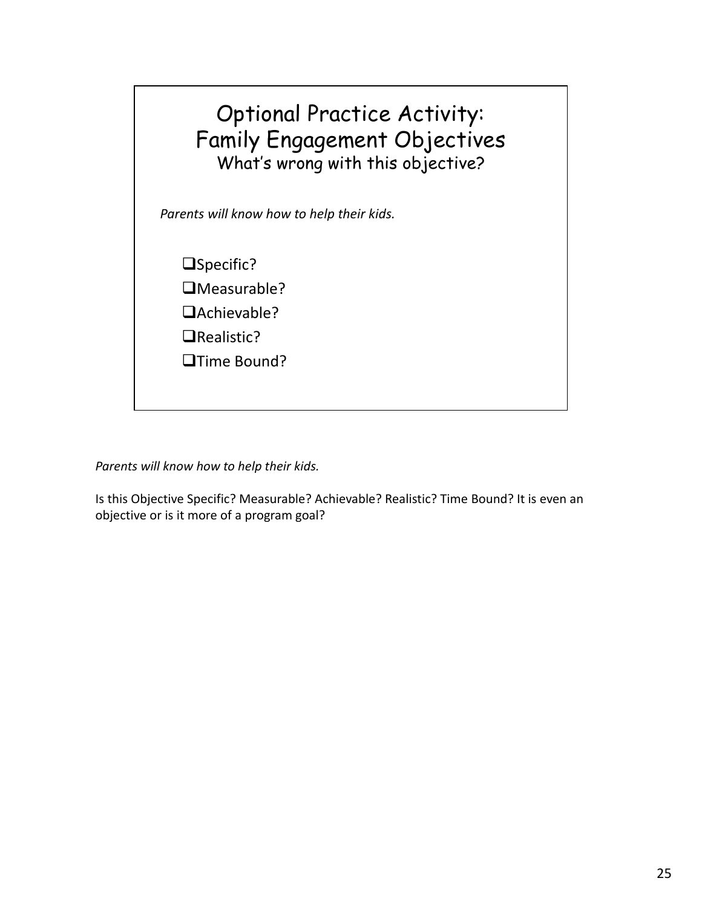## Optional Practice Activity: Family Engagement Objectives

What's wrong with this objective?

*Parents will know how to help their kids.*

- ❑Specific?
- ❑Measurable?
- ❑Achievable?
- ❑Realistic?
- ❑Time Bound?

*Parents will know how to help their kids.*

Is this Objective Specific? Measurable? Achievable? Realistic? Time Bound? It is even an objective or is it more of a program goal?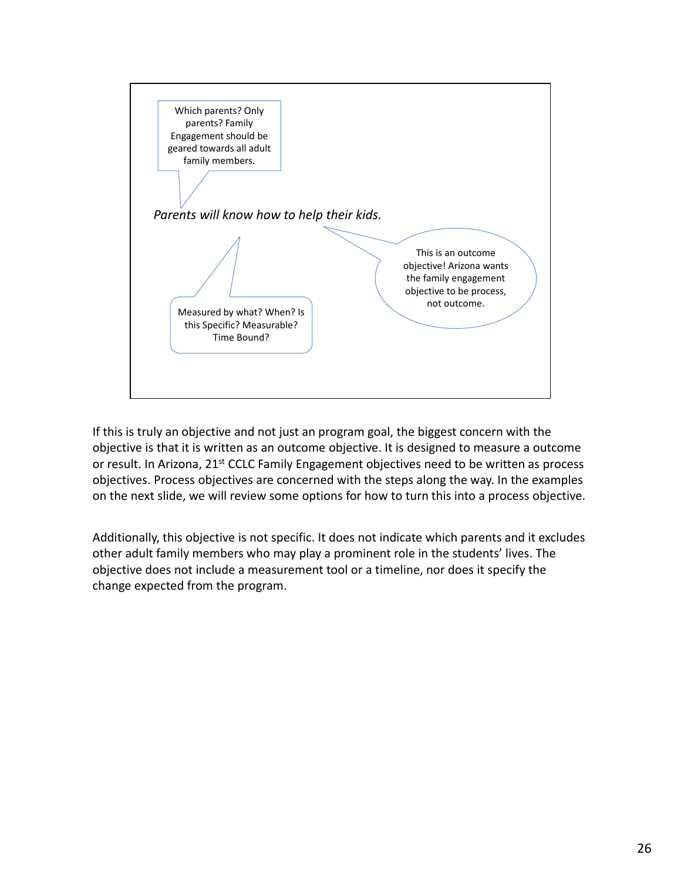Which parents? Only parents? Family Engagement should be geared towards all adult family members.

*Parents will know how to help their kids.*

This is an outcome objective! Arizona wants the family engagement objective to be process, not outcome.

Measured by what? When? Is this Specific? Measurable? Time Bound?

If this is truly an objective and not just an program goal, the biggest concern with the objective is that it is written as an outcome objective. It is designed to measure a outcome or result. In Arizona, 21st CCLC Family Engagement objectives need to be written as process objectives. Process objectives are concerned with the steps along the way. In the examples on the next slide, we will review some options for how to turn this into a process objective.

Additionally, this objective is not specific. It does not indicate which parents and it excludes other adult family members who may play a prominent role in the students' lives. The objective does not include a measurement tool or a timeline, nor does it specify the change expected from the program.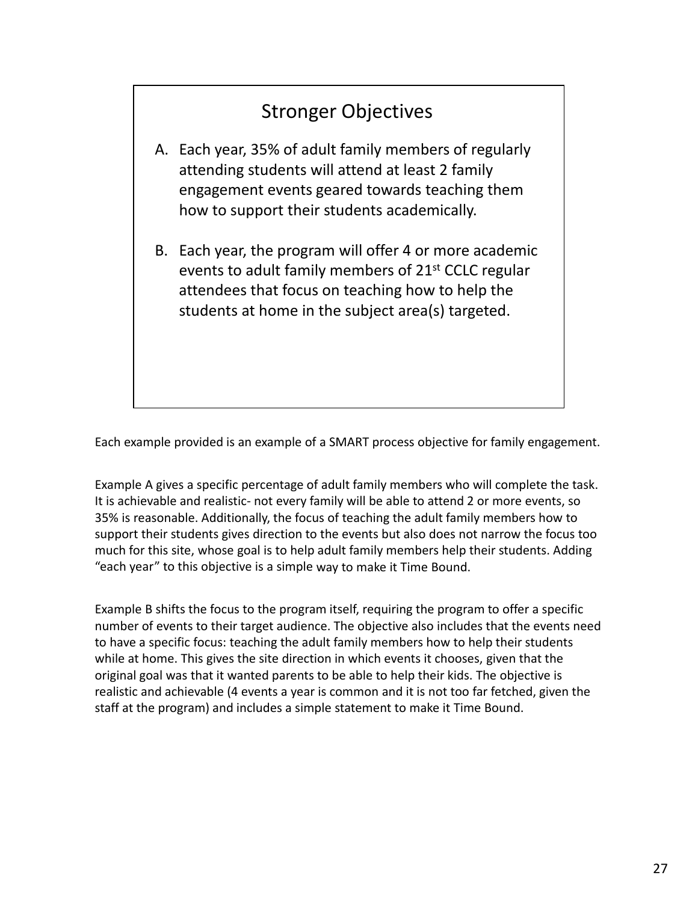## Stronger Objectives

A. Each year, 35% of adult family members of regularly attending students will attend at least 2 family engagement events geared towards teaching them how to support their students academically.

B. Each year, the program will offer 4 or more academic events to adult family members of 21st CCLC regular attendees that focus on teaching how to help the students at home in the subject area(s) targeted.

Each example provided is an example of a SMART process objective for family engagement.

Example A gives a specific percentage of adult family members who will complete the task. It is achievable and realistic- not every family will be able to attend 2 or more events, so 35% is reasonable. Additionally, the focus of teaching the adult family members how to support their students gives direction to the events but also does not narrow the focus too much for this site, whose goal is to help adult family members help their students. Adding "each year" to this objective is a simple way to make it Time Bound.

Example B shifts the focus to the program itself, requiring the program to offer a specific number of events to their target audience. The objective also includes that the events need to have a specific focus: teaching the adult family members how to help their students while at home. This gives the site direction in which events it chooses, given that the original goal was that it wanted parents to be able to help their kids. The objective is realistic and achievable (4 events a year is common and it is not too far fetched, given the staff at the program) and includes a simple statement to make it Time Bound.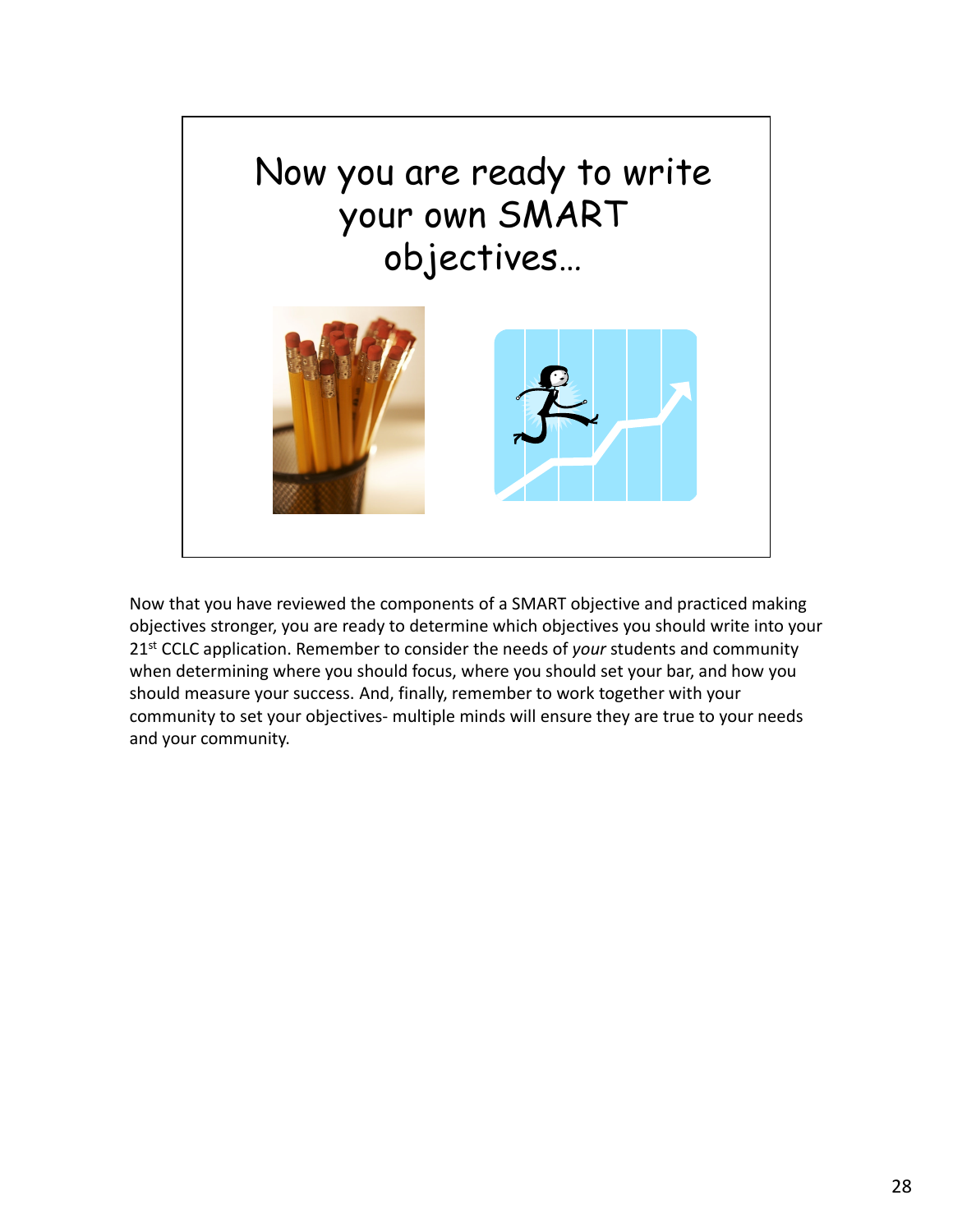# Now you are ready to write your own SMART objectives…

Now that you have reviewed the components of a SMART objective and practiced making objectives stronger, you are ready to determine which objectives you should write into your 21st CCLC application. Remember to consider the needs of *your* students and community when determining where you should focus, where you should set your bar, and how you should measure your success. And, finally, remember to work together with your community to set your objectives- multiple minds will ensure they are true to your needs and your community.